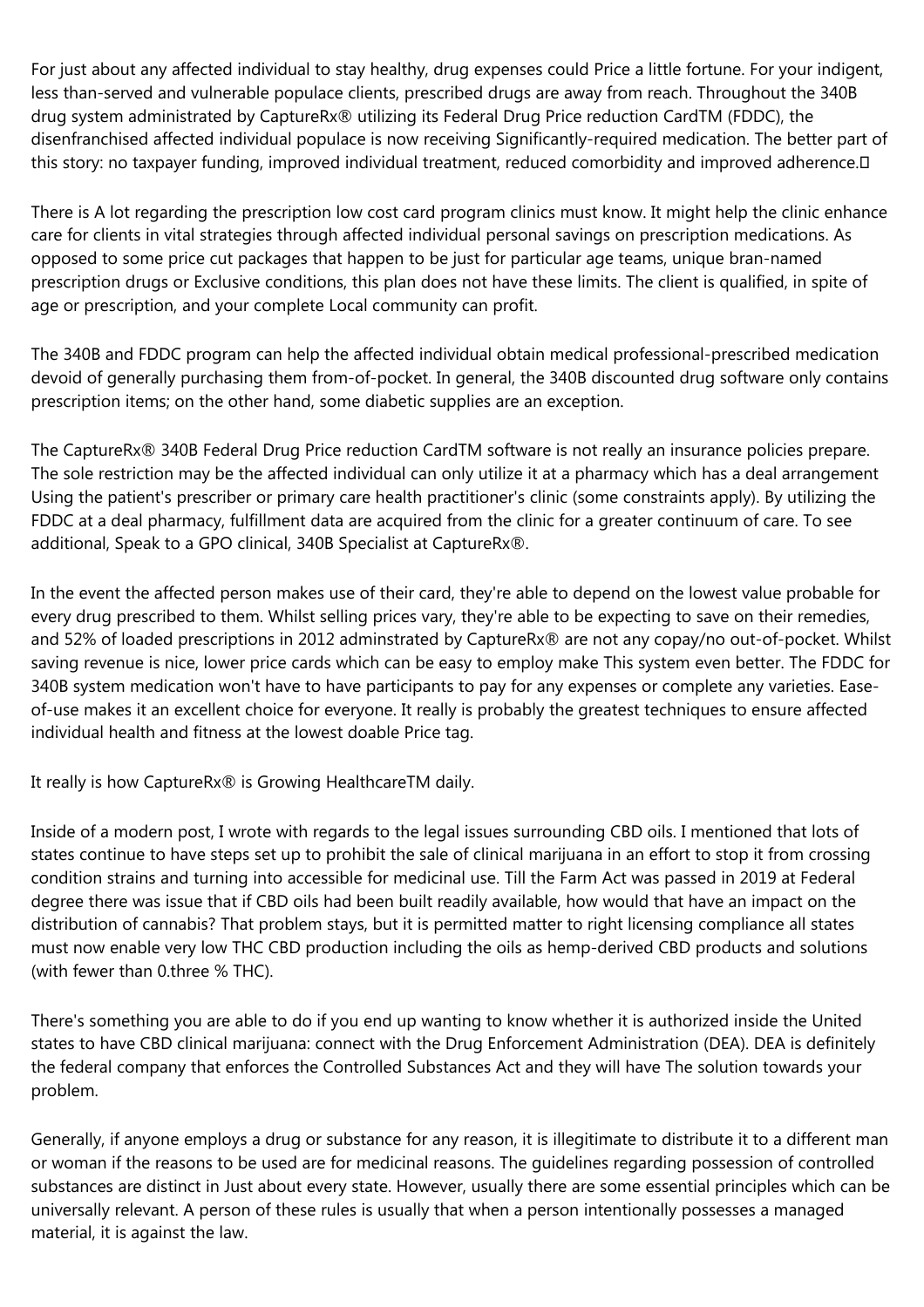For just about any affected individual to stay healthy, drug expenses could Price a little fortune. For your indigent, less than-served and vulnerable populace clients, prescribed drugs are away from reach. Throughout the 340B drug system administrated by CaptureRx® utilizing its Federal Drug Price reduction CardTM (FDDC), the disenfranchised affected individual populace is now receiving Significantly-required medication. The better part of this story: no taxpayer funding, improved individual treatment, reduced comorbidity and improved adherence.

There is A lot regarding the prescription low cost card program clinics must know. It might help the clinic enhance care for clients in vital strategies through affected individual personal savings on prescription medications. As opposed to some price cut packages that happen to be just for particular age teams, unique bran-named prescription drugs or Exclusive conditions, this plan does not have these limits. The client is qualified, in spite of age or prescription, and your complete Local community can profit.

The 340B and FDDC program can help the affected individual obtain medical professional-prescribed medication devoid of generally purchasing them from-of-pocket. In general, the 340B discounted drug software only contains prescription items; on the other hand, some diabetic supplies are an exception.

The CaptureRx® 340B Federal Drug Price reduction CardTM software is not really an insurance policies prepare. The sole restriction may be the affected individual can only utilize it at a pharmacy which has a deal arrangement Using the patient's prescriber or primary care health practitioner's clinic (some constraints apply). By utilizing the FDDC at a deal pharmacy, fulfillment data are acquired from the clinic for a greater continuum of care. To see additional, Speak to a GPO clinical, 340B Specialist at CaptureRx®.

In the event the affected person makes use of their card, they're able to depend on the lowest value probable for every drug prescribed to them. Whilst selling prices vary, they're able to be expecting to save on their remedies, and 52% of loaded prescriptions in 2012 adminstrated by CaptureRx® are not any copay/no out-of-pocket. Whilst saving revenue is nice, lower price cards which can be easy to employ make This system even better. The FDDC for 340B system medication won't have to have participants to pay for any expenses or complete any varieties. Ease-of-use makes it an excellent choice for everyone. It really is probably the greatest techniques to ensure affected individual health and fitness at the lowest doable Price tag.

It really is how CaptureRx® is Growing HealthcareTM daily.

Inside of a modern post, I wrote with regards to the legal issues surrounding CBD oils. I mentioned that lots of states continue to have steps set up to prohibit the sale of clinical marijuana in an effort to stop it from crossing condition strains and turning into accessible for medicinal use. Till the Farm Act was passed in 2019 at Federal degree there was issue that if CBD oils had been built readily available, how would that have an impact on the distribution of cannabis? That problem stays, but it is permitted matter to right licensing compliance all states must now enable very low THC CBD production including the oils as hemp-derived CBD products and solutions (with fewer than 0.three % THC).

There's something you are able to do if you end up wanting to know whether it is authorized inside the United states to have CBD clinical marijuana: connect with the Drug Enforcement Administration (DEA). DEA is definitely the federal company that enforces the Controlled Substances Act and they will have The solution towards your problem.

Generally, if anyone employs a drug or substance for any reason, it is illegitimate to distribute it to a different man or woman if the reasons to be used are for medicinal reasons. The guidelines regarding possession of controlled substances are distinct in Just about every state. However, usually there are some essential principles which can be universally relevant. A person of these rules is usually that when a person intentionally possesses a managed material, it is against the law.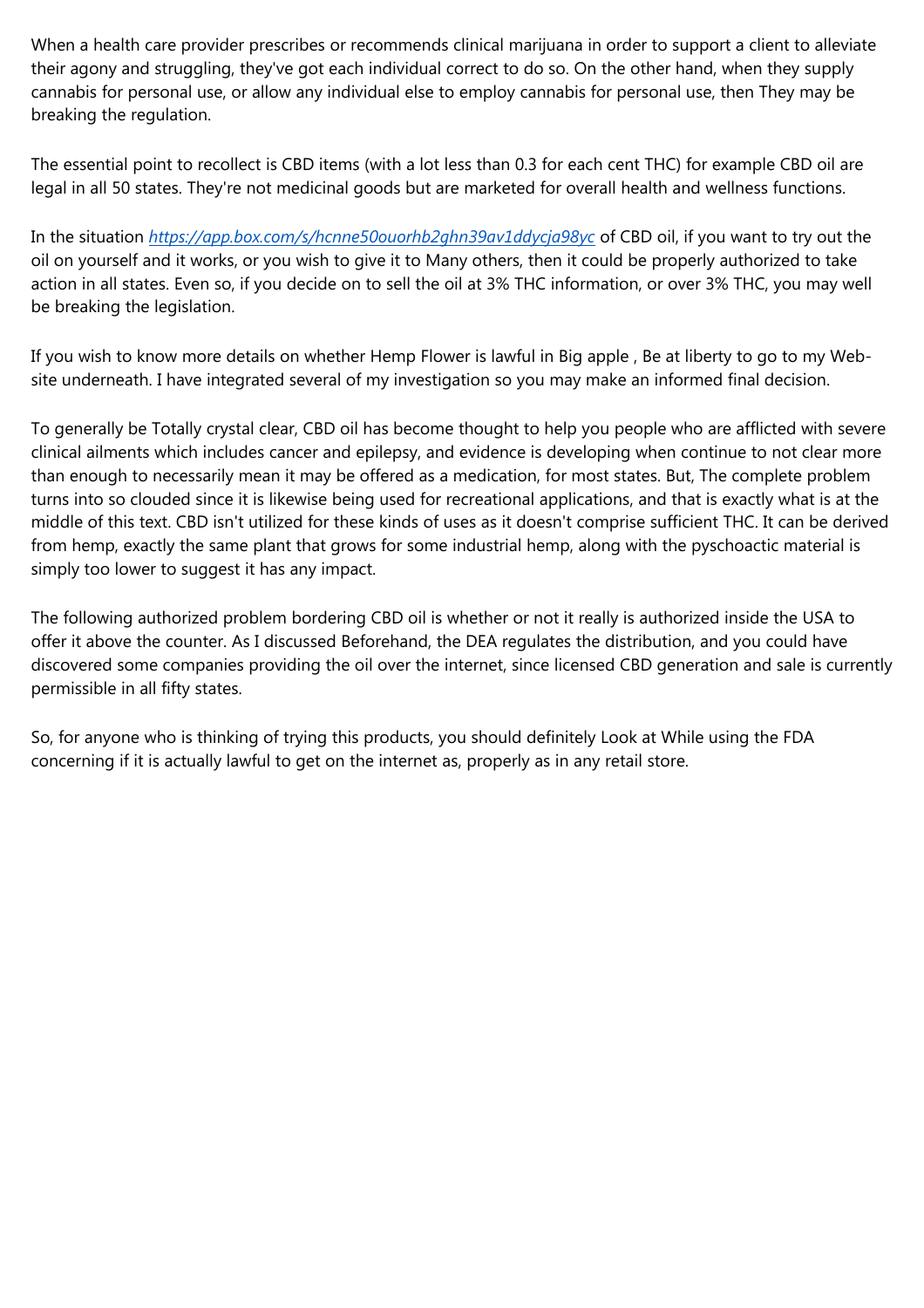When a health care provider prescribes or recommends clinical marijuana in order to support a client to alleviate their agony and struggling, they've got each individual correct to do so. On the other hand, when they supply cannabis for personal use, or allow any individual else to employ cannabis for personal use, then They may be breaking the regulation.

The essential point to recollect is CBD items (with a lot less than 0.3 for each cent THC) for example CBD oil are legal in all 50 states. They're not medicinal goods but are marketed for overall health and wellness functions.

In the situation [https://app.box.com/s/hcnne50ouorhb2ghn39av1ddycja98yc](https://app.box.com/s/hcnne50ouorhb2ghn39av1ddycja98yc) of CBD oil, if you want to try out the oil on yourself and it works, or you wish to give it to Many others, then it could be properly authorized to take action in all states. Even so, if you decide on to sell the oil at 3% THC information, or over 3% THC, you may well be breaking the legislation.

If you wish to know more details on whether Hemp Flower is lawful in Big apple , Be at liberty to go to my Web-site underneath. I have integrated several of my investigation so you may make an informed final decision.

To generally be Totally crystal clear, CBD oil has become thought to help you people who are afflicted with severe clinical ailments which includes cancer and epilepsy, and evidence is developing when continue to not clear more than enough to necessarily mean it may be offered as a medication, for most states. But, The complete problem turns into so clouded since it is likewise being used for recreational applications, and that is exactly what is at the middle of this text. CBD isn't utilized for these kinds of uses as it doesn't comprise sufficient THC. It can be derived from hemp, exactly the same plant that grows for some industrial hemp, along with the pyschoactic material is simply too lower to suggest it has any impact.

The following authorized problem bordering CBD oil is whether or not it really is authorized inside the USA to offer it above the counter. As I discussed Beforehand, the DEA regulates the distribution, and you could have discovered some companies providing the oil over the internet, since licensed CBD generation and sale is currently permissible in all fifty states.

So, for anyone who is thinking of trying this products, you should definitely Look at While using the FDA concerning if it is actually lawful to get on the internet as, properly as in any retail store.